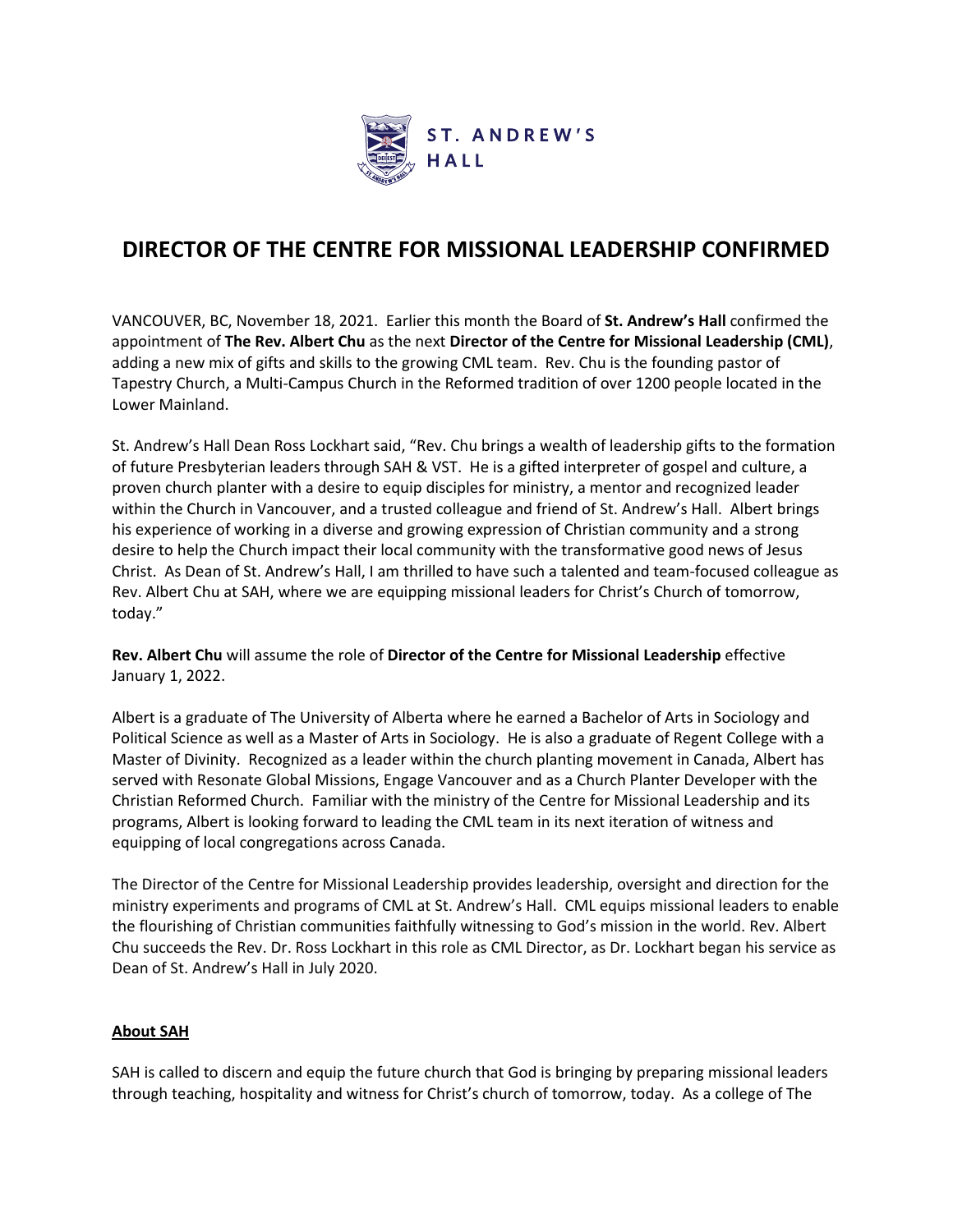ST. ANDREW'S HALL

# DIRECTOR OF THE CENTRE FOR MISSIONAL LEADERSHIP CONFIRMED

VANCOUVER, BC, November 18, 2021. Earlier this month the Board of **St. Andrew's Hall** confirmed the appointment of **The Rev. Albert Chu** as the next **Director of the Centre for Missional Leadership (CML)**, adding a new mix of gifts and skills to the growing CML team. Rev. Chu is the founding pastor of Tapestry Church, a Multi-Campus Church in the Reformed tradition of over 1200 people located in the Lower Mainland.

St. Andrew's Hall Dean Ross Lockhart said, "Rev. Chu brings a wealth of leadership gifts to the formation of future Presbyterian leaders through SAH & VST. He is a gifted interpreter of gospel and culture, a proven church planter with a desire to equip disciples for ministry, a mentor and recognized leader within the Church in Vancouver, and a trusted colleague and friend of St. Andrew's Hall. Albert brings his experience of working in a diverse and growing expression of Christian community and a strong desire to help the Church impact their local community with the transformative good news of Jesus Christ. As Dean of St. Andrew's Hall, I am thrilled to have such a talented and team-focused colleague as Rev. Albert Chu at SAH, where we are equipping missional leaders for Christ's Church of tomorrow, today."

**Rev. Albert Chu** will assume the role of **Director of the Centre for Missional Leadership** effective January 1, 2022.

Albert is a graduate of The University of Alberta where he earned a Bachelor of Arts in Sociology and Political Science as well as a Master of Arts in Sociology. He is also a graduate of Regent College with a Master of Divinity. Recognized as a leader within the church planting movement in Canada, Albert has served with Resonate Global Missions, Engage Vancouver and as a Church Planter Developer with the Christian Reformed Church. Familiar with the ministry of the Centre for Missional Leadership and its programs, Albert is looking forward to leading the CML team in its next iteration of witness and equipping of local congregations across Canada.

The Director of the Centre for Missional Leadership provides leadership, oversight and direction for the ministry experiments and programs of CML at St. Andrew's Hall. CML equips missional leaders to enable the flourishing of Christian communities faithfully witnessing to God's mission in the world. Rev. Albert Chu succeeds the Rev. Dr. Ross Lockhart in this role as CML Director, as Dr. Lockhart began his service as Dean of St. Andrew's Hall in July 2020.

## About SAH

SAH is called to discern and equip the future church that God is bringing by preparing missional leaders through teaching, hospitality and witness for Christ's church of tomorrow, today. As a college of The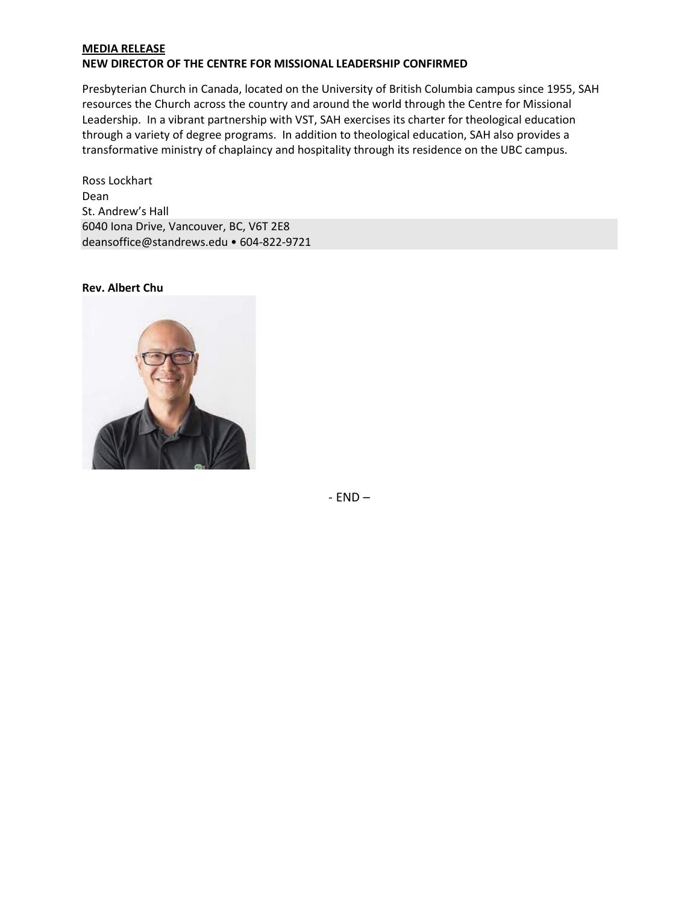**MEDIA RELEASE**
**NEW DIRECTOR OF THE CENTRE FOR MISSIONAL LEADERSHIP CONFIRMED**

Presbyterian Church in Canada, located on the University of British Columbia campus since 1955, SAH resources the Church across the country and around the world through the Centre for Missional Leadership. In a vibrant partnership with VST, SAH exercises its charter for theological education through a variety of degree programs. In addition to theological education, SAH also provides a transformative ministry of chaplaincy and hospitality through its residence on the UBC campus.

Ross Lockhart
Dean
St. Andrew's Hall
6040 Iona Drive, Vancouver, BC, V6T 2E8
deansoffice@standrews.edu • 604-822-9721

**Rev. Albert Chu**

- END –